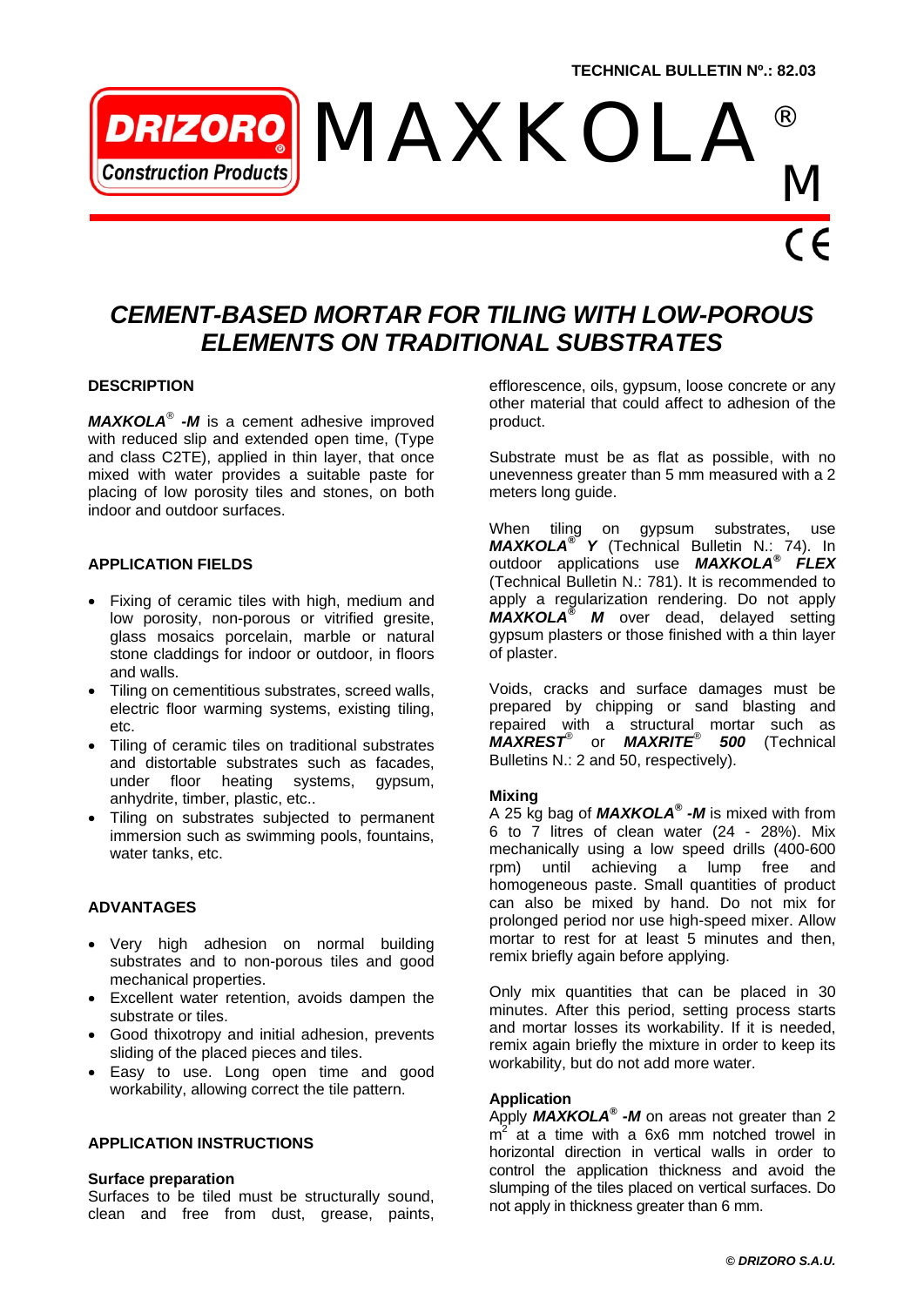TECHNICAL BULLETIN Nº.: 82.03

DRIZORO Construction Products

# MAXKOLA® M

CE

## CEMENT-BASED MORTAR FOR TILING WITH LOW-POROUS ELEMENTS ON TRADITIONAL SUBSTRATES

### DESCRIPTION

***MAXKOLA® -M*** is a cement adhesive improved with reduced slip and extended open time, (Type and class C2TE), applied in thin layer, that once mixed with water provides a suitable paste for placing of low porosity tiles and stones, on both indoor and outdoor surfaces.

### APPLICATION FIELDS

- Fixing of ceramic tiles with high, medium and low porosity, non-porous or vitrified gresite, glass mosaics porcelain, marble or natural stone claddings for indoor or outdoor, in floors and walls.
- Tiling on cementitious substrates, screed walls, electric floor warming systems, existing tiling, etc.
- Tiling of ceramic tiles on traditional substrates and distortable substrates such as facades, under floor heating systems, gypsum, anhydrite, timber, plastic, etc..
- Tiling on substrates subjected to permanent immersion such as swimming pools, fountains, water tanks, etc.

### ADVANTAGES

- Very high adhesion on normal building substrates and to non-porous tiles and good mechanical properties.
- Excellent water retention, avoids dampen the substrate or tiles.
- Good thixotropy and initial adhesion, prevents sliding of the placed pieces and tiles.
- Easy to use. Long open time and good workability, allowing correct the tile pattern.

### APPLICATION INSTRUCTIONS

#### Surface preparation

Surfaces to be tiled must be structurally sound, clean and free from dust, grease, paints, efflorescence, oils, gypsum, loose concrete or any other material that could affect to adhesion of the product.

Substrate must be as flat as possible, with no unevenness greater than 5 mm measured with a 2 meters long guide.

When tiling on gypsum substrates, use ***MAXKOLA® Y*** (Technical Bulletin N.: 74). In outdoor applications use ***MAXKOLA® FLEX*** (Technical Bulletin N.: 781). It is recommended to apply a regularization rendering. Do not apply ***MAXKOLA® M*** over dead, delayed setting gypsum plasters or those finished with a thin layer of plaster.

Voids, cracks and surface damages must be prepared by chipping or sand blasting and repaired with a structural mortar such as ***MAXREST®*** or ***MAXRITE® 500*** (Technical Bulletins N.: 2 and 50, respectively).

#### Mixing

A 25 kg bag of ***MAXKOLA® -M*** is mixed with from 6 to 7 litres of clean water (24 - 28%). Mix mechanically using a low speed drills (400-600 rpm) until achieving a lump free and homogeneous paste. Small quantities of product can also be mixed by hand. Do not mix for prolonged period nor use high-speed mixer. Allow mortar to rest for at least 5 minutes and then, remix briefly again before applying.

Only mix quantities that can be placed in 30 minutes. After this period, setting process starts and mortar losses its workability. If it is needed, remix again briefly the mixture in order to keep its workability, but do not add more water.

#### Application

Apply ***MAXKOLA® -M*** on areas not greater than 2 $m^2$ at a time with a 6x6 mm notched trowel in horizontal direction in vertical walls in order to control the application thickness and avoid the slumping of the tiles placed on vertical surfaces. Do not apply in thickness greater than 6 mm.

© DRIZORO S.A.U.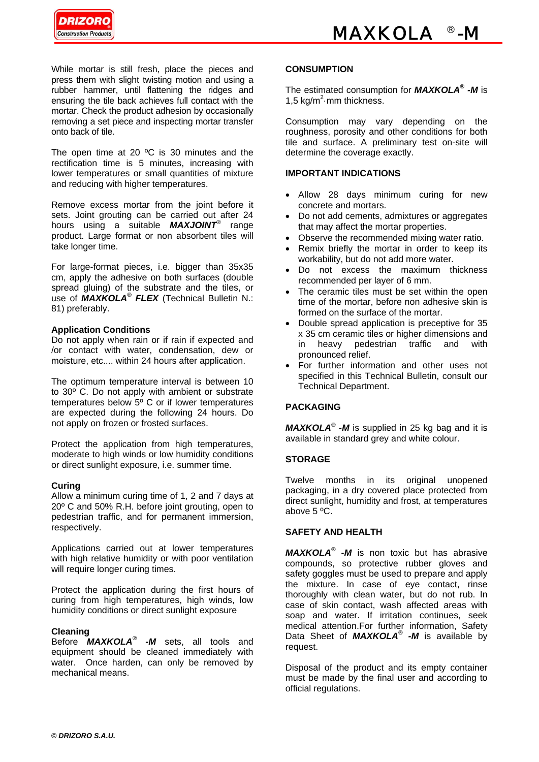While mortar is still fresh, place the pieces and press them with slight twisting motion and using a rubber hammer, until flattening the ridges and ensuring the tile back achieves full contact with the mortar. Check the product adhesion by occasionally removing a set piece and inspecting mortar transfer onto back of tile.

The open time at 20 ºC is 30 minutes and the rectification time is 5 minutes, increasing with lower temperatures or small quantities of mixture and reducing with higher temperatures.

Remove excess mortar from the joint before it sets. Joint grouting can be carried out after 24 hours using a suitable ***MAXJOINT***® range product. Large format or non absorbent tiles will take longer time.

For large-format pieces, i.e. bigger than 35x35 cm, apply the adhesive on both surfaces (double spread gluing) of the substrate and the tiles, or use of ***MAXKOLA® FLEX*** (Technical Bulletin N.: 81) preferably.

**Application Conditions**

Do not apply when rain or if rain is expected and /or contact with water, condensation, dew or moisture, etc.... within 24 hours after application.

The optimum temperature interval is between 10 to 30º C. Do not apply with ambient or substrate temperatures below 5º C or if lower temperatures are expected during the following 24 hours. Do not apply on frozen or frosted surfaces.

Protect the application from high temperatures, moderate to high winds or low humidity conditions or direct sunlight exposure, i.e. summer time.

**Curing**

Allow a minimum curing time of 1, 2 and 7 days at 20º C and 50% R.H. before joint grouting, open to pedestrian traffic, and for permanent immersion, respectively.

Applications carried out at lower temperatures with high relative humidity or with poor ventilation will require longer curing times.

Protect the application during the first hours of curing from high temperatures, high winds, low humidity conditions or direct sunlight exposure

**Cleaning**

Before ***MAXKOLA***® ***-M*** sets, all tools and equipment should be cleaned immediately with water. Once harden, can only be removed by mechanical means.

## CONSUMPTION

The estimated consumption for ***MAXKOLA® -M*** is 1,5 kg/m$^2$·mm thickness.

Consumption may vary depending on the roughness, porosity and other conditions for both tile and surface. A preliminary test on-site will determine the coverage exactly.

## IMPORTANT INDICATIONS

- Allow 28 days minimum curing for new concrete and mortars.
- Do not add cements, admixtures or aggregates that may affect the mortar properties.
- Observe the recommended mixing water ratio.
- Remix briefly the mortar in order to keep its workability, but do not add more water.
- Do not excess the maximum thickness recommended per layer of 6 mm.
- The ceramic tiles must be set within the open time of the mortar, before non adhesive skin is formed on the surface of the mortar.
- Double spread application is preceptive for 35 x 35 cm ceramic tiles or higher dimensions and in heavy pedestrian traffic and with pronounced relief.
- For further information and other uses not specified in this Technical Bulletin, consult our Technical Department.

## PACKAGING

***MAXKOLA® -M*** is supplied in 25 kg bag and it is available in standard grey and white colour.

## STORAGE

Twelve months in its original unopened packaging, in a dry covered place protected from direct sunlight, humidity and frost, at temperatures above 5 ºC.

## SAFETY AND HEALTH

***MAXKOLA® -M*** is non toxic but has abrasive compounds, so protective rubber gloves and safety goggles must be used to prepare and apply the mixture. In case of eye contact, rinse thoroughly with clean water, but do not rub. In case of skin contact, wash affected areas with soap and water. If irritation continues, seek medical attention.For further information, Safety Data Sheet of ***MAXKOLA® -M*** is available by request.

Disposal of the product and its empty container must be made by the final user and according to official regulations.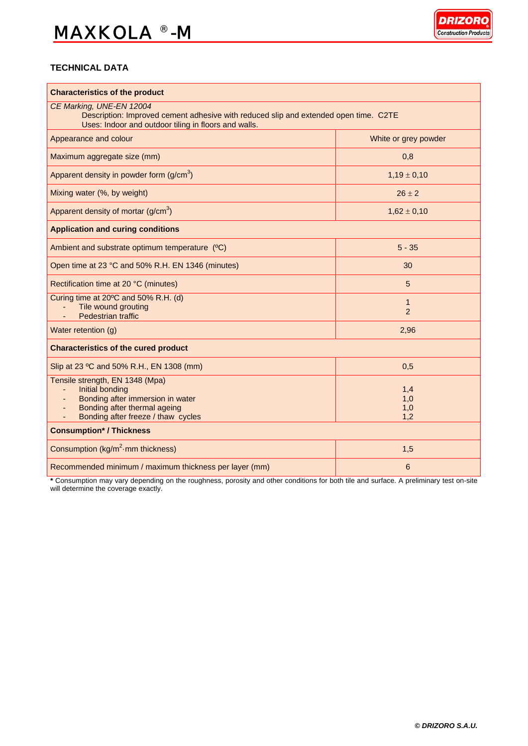# MAXKOLA ®-M

## TECHNICAL DATA

| **Characteristics of the product** | |
|---|---|
| *CE Marking, UNE-EN 12004*<br>Description: Improved cement adhesive with reduced slip and extended open time. C2TE<br>Uses: Indoor and outdoor tiling in floors and walls. | |
| Appearance and colour | White or grey powder |
| Maximum aggregate size (mm) | 0,8 |
| Apparent density in powder form (g/cm$^3$) | 1,19 ± 0,10 |
| Mixing water (%, by weight) | 26 ± 2 |
| Apparent density of mortar (g/cm$^3$) | 1,62 ± 0,10 |
| **Application and curing conditions** | |
| Ambient and substrate optimum temperature (ºC) | 5 - 35 |
| Open time at 23 °C and 50% R.H. EN 1346 (minutes) | 30 |
| Rectification time at 20 °C (minutes) | 5 |
| Curing time at 20ºC and 50% R.H. (d)<br>- Tile wound grouting<br>- Pedestrian traffic | <br>1<br>2 |
| Water retention (g) | 2,96 |
| **Characteristics of the cured product** | |
| Slip at 23 ºC and 50% R.H., EN 1308 (mm) | 0,5 |
| Tensile strength, EN 1348 (Mpa)<br>- Initial bonding<br>- Bonding after immersion in water<br>- Bonding after thermal ageing<br>- Bonding after freeze / thaw cycles | <br>1,4<br>1,0<br>1,0<br>1,2 |
| **Consumption\* / Thickness** | |
| Consumption (kg/m$^2$·mm thickness) | 1,5 |
| Recommended minimum / maximum thickness per layer (mm) | 6 |

**\*** Consumption may vary depending on the roughness, porosity and other conditions for both tile and surface. A preliminary test on-site will determine the coverage exactly.

*© DRIZORO S.A.U.*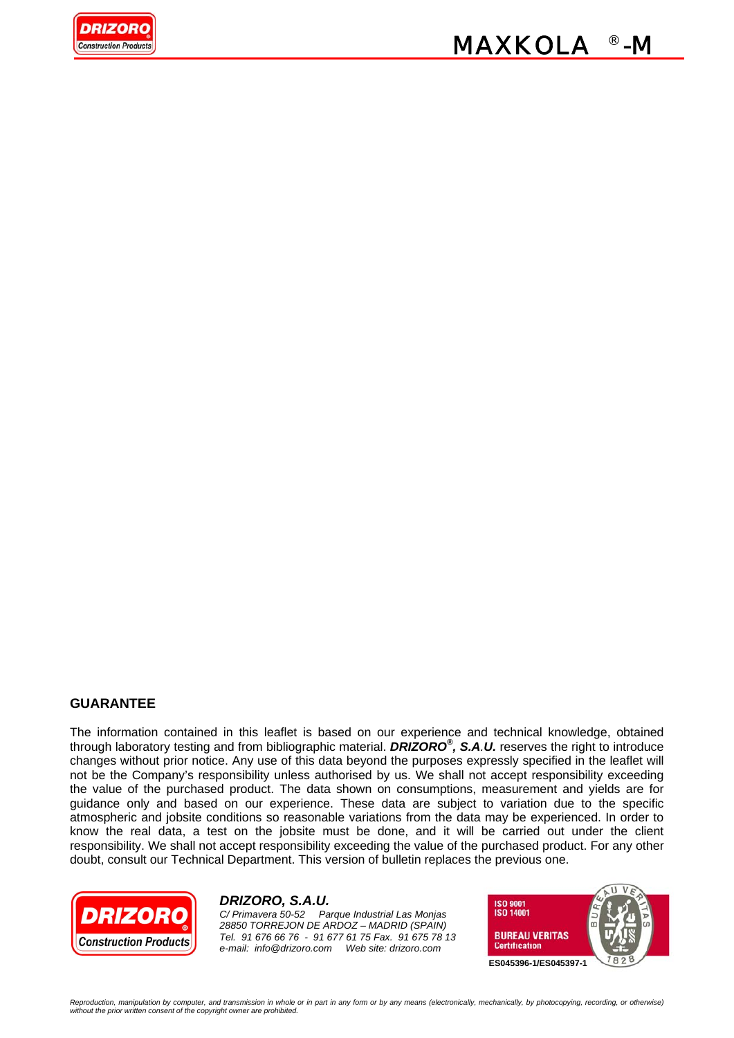## GUARANTEE

The information contained in this leaflet is based on our experience and technical knowledge, obtained through laboratory testing and from bibliographic material. ***DRIZORO®, S.A.U.*** reserves the right to introduce changes without prior notice. Any use of this data beyond the purposes expressly specified in the leaflet will not be the Company's responsibility unless authorised by us. We shall not accept responsibility exceeding the value of the purchased product. The data shown on consumptions, measurement and yields are for guidance only and based on our experience. These data are subject to variation due to the specific atmospheric and jobsite conditions so reasonable variations from the data may be experienced. In order to know the real data, a test on the jobsite must be done, and it will be carried out under the client responsibility. We shall not accept responsibility exceeding the value of the purchased product. For any other doubt, consult our Technical Department. This version of bulletin replaces the previous one.

***DRIZORO, S.A.U.***
*C/ Primavera 50-52 Parque Industrial Las Monjas*
*28850 TORREJON DE ARDOZ – MADRID (SPAIN)*
*Tel. 91 676 66 76 - 91 677 61 75 Fax. 91 675 78 13*
*e-mail: info@drizoro.com Web site: drizoro.com*

ISO 9001
ISO 14001
BUREAU VERITAS Certification
ES045396-1/ES045397-1

*Reproduction, manipulation by computer, and transmission in whole or in part in any form or by any means (electronically, mechanically, by photocopying, recording, or otherwise) without the prior written consent of the copyright owner are prohibited.*